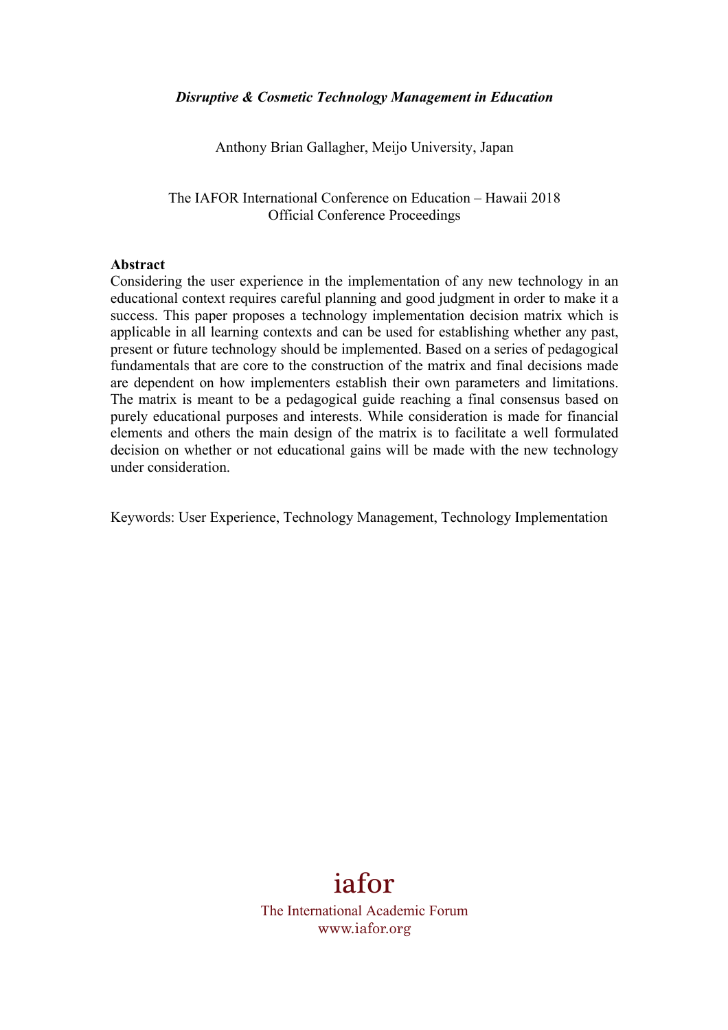# *Disruptive & Cosmetic Technology Management in Education*

Anthony Brian Gallagher, Meijo University, Japan

The IAFOR International Conference on Education – Hawaii 2018
Official Conference Proceedings

**Abstract**

Considering the user experience in the implementation of any new technology in an educational context requires careful planning and good judgment in order to make it a success. This paper proposes a technology implementation decision matrix which is applicable in all learning contexts and can be used for establishing whether any past, present or future technology should be implemented. Based on a series of pedagogical fundamentals that are core to the construction of the matrix and final decisions made are dependent on how implementers establish their own parameters and limitations. The matrix is meant to be a pedagogical guide reaching a final consensus based on purely educational purposes and interests. While consideration is made for financial elements and others the main design of the matrix is to facilitate a well formulated decision on whether or not educational gains will be made with the new technology under consideration.

Keywords: User Experience, Technology Management, Technology Implementation

iafor

The International Academic Forum
www.iafor.org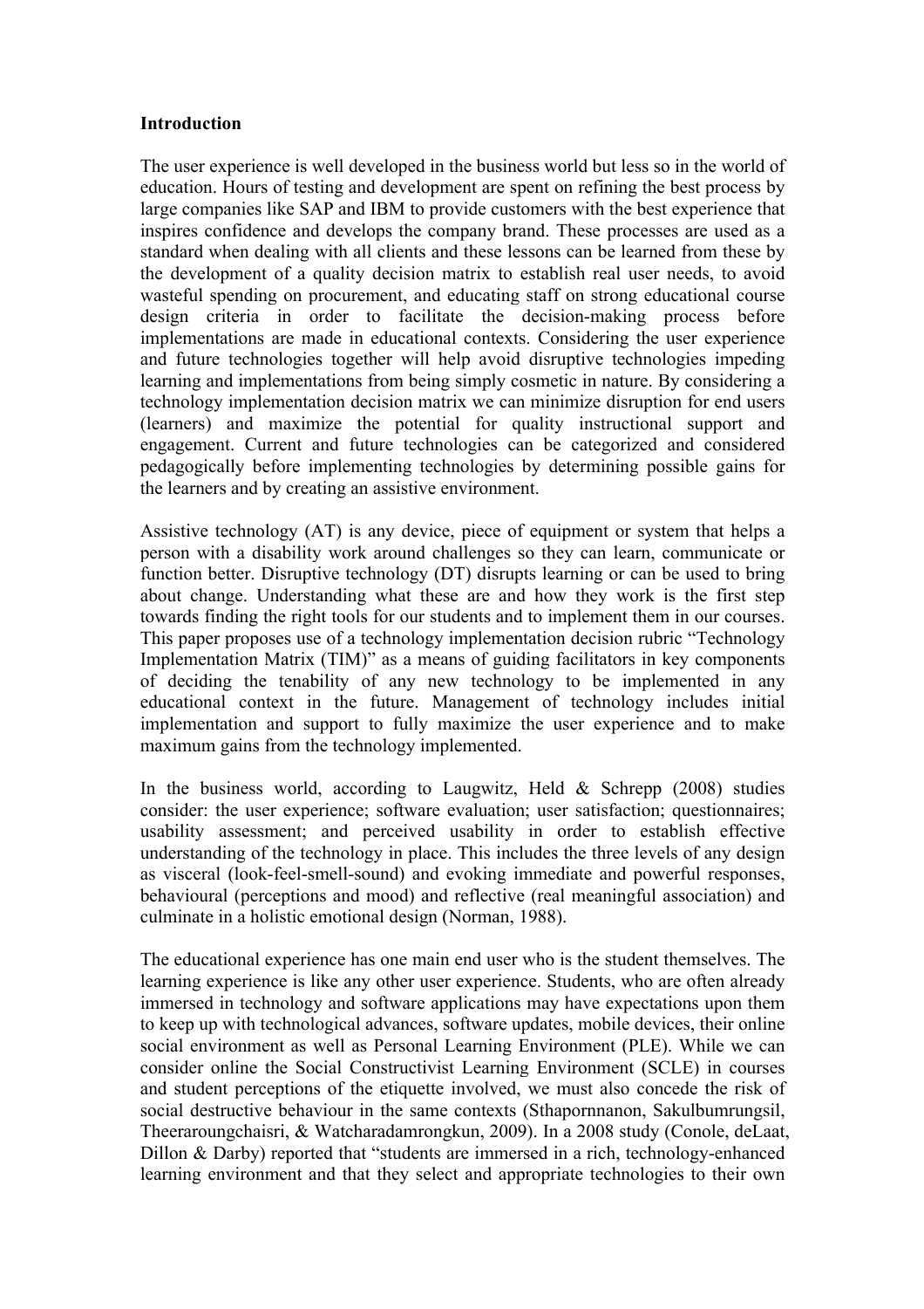**Introduction**

The user experience is well developed in the business world but less so in the world of education. Hours of testing and development are spent on refining the best process by large companies like SAP and IBM to provide customers with the best experience that inspires confidence and develops the company brand. These processes are used as a standard when dealing with all clients and these lessons can be learned from these by the development of a quality decision matrix to establish real user needs, to avoid wasteful spending on procurement, and educating staff on strong educational course design criteria in order to facilitate the decision-making process before implementations are made in educational contexts. Considering the user experience and future technologies together will help avoid disruptive technologies impeding learning and implementations from being simply cosmetic in nature. By considering a technology implementation decision matrix we can minimize disruption for end users (learners) and maximize the potential for quality instructional support and engagement. Current and future technologies can be categorized and considered pedagogically before implementing technologies by determining possible gains for the learners and by creating an assistive environment.

Assistive technology (AT) is any device, piece of equipment or system that helps a person with a disability work around challenges so they can learn, communicate or function better. Disruptive technology (DT) disrupts learning or can be used to bring about change. Understanding what these are and how they work is the first step towards finding the right tools for our students and to implement them in our courses. This paper proposes use of a technology implementation decision rubric "Technology Implementation Matrix (TIM)" as a means of guiding facilitators in key components of deciding the tenability of any new technology to be implemented in any educational context in the future. Management of technology includes initial implementation and support to fully maximize the user experience and to make maximum gains from the technology implemented.

In the business world, according to Laugwitz, Held & Schrepp (2008) studies consider: the user experience; software evaluation; user satisfaction; questionnaires; usability assessment; and perceived usability in order to establish effective understanding of the technology in place. This includes the three levels of any design as visceral (look-feel-smell-sound) and evoking immediate and powerful responses, behavioural (perceptions and mood) and reflective (real meaningful association) and culminate in a holistic emotional design (Norman, 1988).

The educational experience has one main end user who is the student themselves. The learning experience is like any other user experience. Students, who are often already immersed in technology and software applications may have expectations upon them to keep up with technological advances, software updates, mobile devices, their online social environment as well as Personal Learning Environment (PLE). While we can consider online the Social Constructivist Learning Environment (SCLE) in courses and student perceptions of the etiquette involved, we must also concede the risk of social destructive behaviour in the same contexts (Sthapornnanon, Sakulbumrungsil, Theeraroungchaisri, & Watcharadamrongkun, 2009). In a 2008 study (Conole, deLaat, Dillon & Darby) reported that "students are immersed in a rich, technology-enhanced learning environment and that they select and appropriate technologies to their own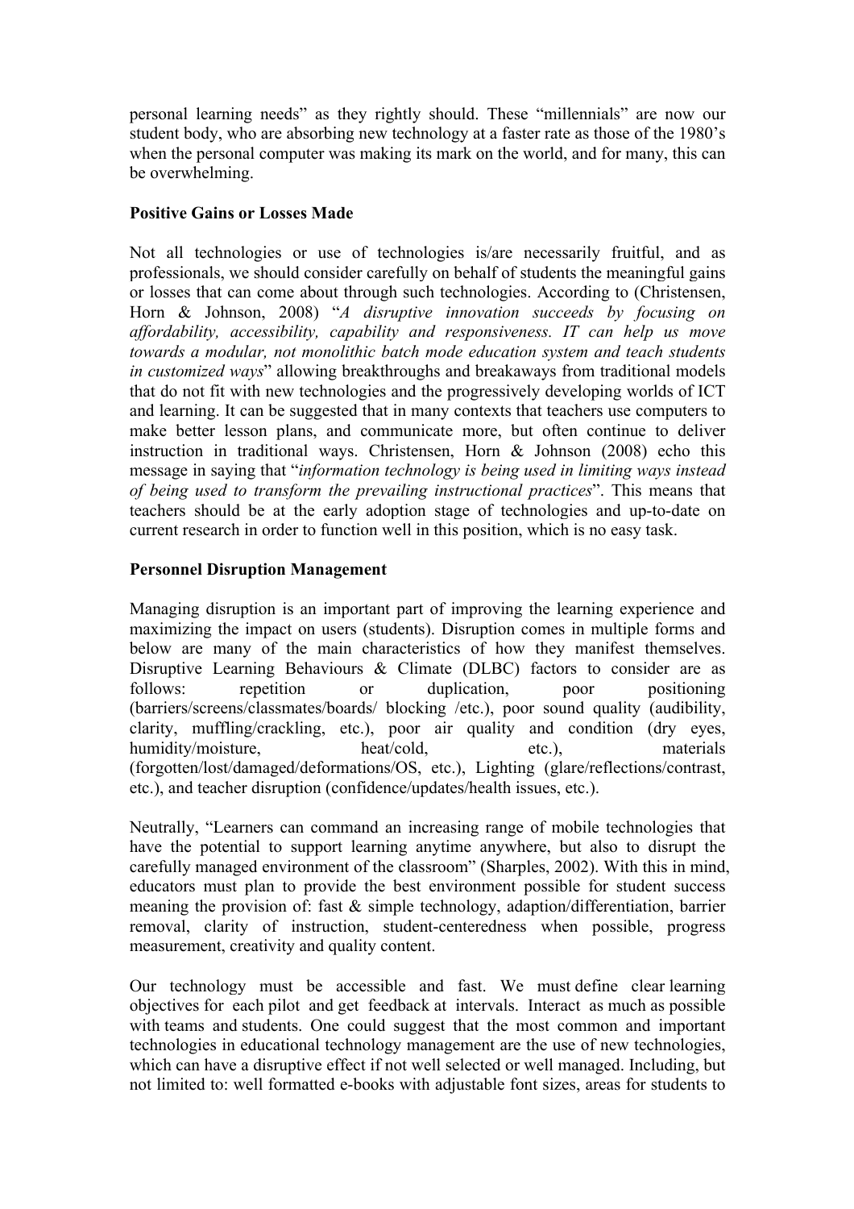personal learning needs" as they rightly should. These "millennials" are now our student body, who are absorbing new technology at a faster rate as those of the 1980's when the personal computer was making its mark on the world, and for many, this can be overwhelming.

**Positive Gains or Losses Made**

Not all technologies or use of technologies is/are necessarily fruitful, and as professionals, we should consider carefully on behalf of students the meaningful gains or losses that can come about through such technologies. According to (Christensen, Horn & Johnson, 2008) "*A disruptive innovation succeeds by focusing on affordability, accessibility, capability and responsiveness. IT can help us move towards a modular, not monolithic batch mode education system and teach students in customized ways*" allowing breakthroughs and breakaways from traditional models that do not fit with new technologies and the progressively developing worlds of ICT and learning. It can be suggested that in many contexts that teachers use computers to make better lesson plans, and communicate more, but often continue to deliver instruction in traditional ways. Christensen, Horn & Johnson (2008) echo this message in saying that "*information technology is being used in limiting ways instead of being used to transform the prevailing instructional practices*". This means that teachers should be at the early adoption stage of technologies and up-to-date on current research in order to function well in this position, which is no easy task.

**Personnel Disruption Management**

Managing disruption is an important part of improving the learning experience and maximizing the impact on users (students). Disruption comes in multiple forms and below are many of the main characteristics of how they manifest themselves. Disruptive Learning Behaviours & Climate (DLBC) factors to consider are as follows: repetition or duplication, poor positioning (barriers/screens/classmates/boards/ blocking /etc.), poor sound quality (audibility, clarity, muffling/crackling, etc.), poor air quality and condition (dry eyes, humidity/moisture, heat/cold, etc.), materials (forgotten/lost/damaged/deformations/OS, etc.), Lighting (glare/reflections/contrast, etc.), and teacher disruption (confidence/updates/health issues, etc.).

Neutrally, "Learners can command an increasing range of mobile technologies that have the potential to support learning anytime anywhere, but also to disrupt the carefully managed environment of the classroom" (Sharples, 2002). With this in mind, educators must plan to provide the best environment possible for student success meaning the provision of: fast & simple technology, adaption/differentiation, barrier removal, clarity of instruction, student-centeredness when possible, progress measurement, creativity and quality content.

Our technology must be accessible and fast. We must define clear learning objectives for each pilot and get feedback at intervals. Interact as much as possible with teams and students. One could suggest that the most common and important technologies in educational technology management are the use of new technologies, which can have a disruptive effect if not well selected or well managed. Including, but not limited to: well formatted e-books with adjustable font sizes, areas for students to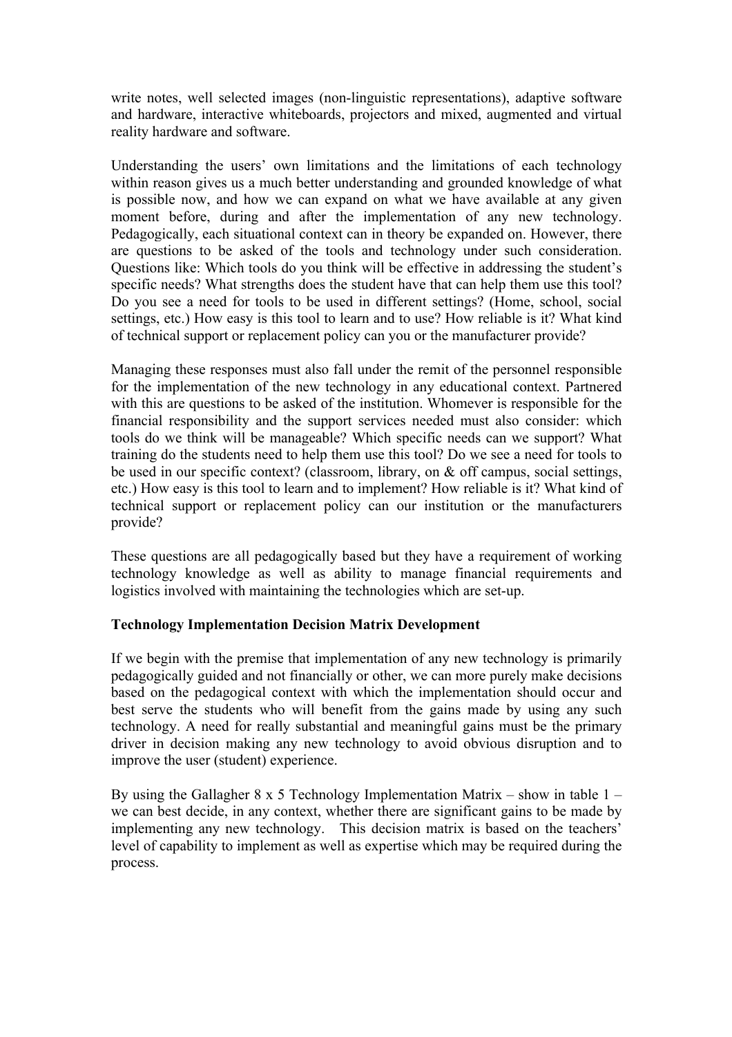write notes, well selected images (non-linguistic representations), adaptive software and hardware, interactive whiteboards, projectors and mixed, augmented and virtual reality hardware and software.

Understanding the users' own limitations and the limitations of each technology within reason gives us a much better understanding and grounded knowledge of what is possible now, and how we can expand on what we have available at any given moment before, during and after the implementation of any new technology. Pedagogically, each situational context can in theory be expanded on. However, there are questions to be asked of the tools and technology under such consideration. Questions like: Which tools do you think will be effective in addressing the student's specific needs? What strengths does the student have that can help them use this tool? Do you see a need for tools to be used in different settings? (Home, school, social settings, etc.) How easy is this tool to learn and to use? How reliable is it? What kind of technical support or replacement policy can you or the manufacturer provide?

Managing these responses must also fall under the remit of the personnel responsible for the implementation of the new technology in any educational context. Partnered with this are questions to be asked of the institution. Whomever is responsible for the financial responsibility and the support services needed must also consider: which tools do we think will be manageable? Which specific needs can we support? What training do the students need to help them use this tool? Do we see a need for tools to be used in our specific context? (classroom, library, on & off campus, social settings, etc.) How easy is this tool to learn and to implement? How reliable is it? What kind of technical support or replacement policy can our institution or the manufacturers provide?

These questions are all pedagogically based but they have a requirement of working technology knowledge as well as ability to manage financial requirements and logistics involved with maintaining the technologies which are set-up.

**Technology Implementation Decision Matrix Development**

If we begin with the premise that implementation of any new technology is primarily pedagogically guided and not financially or other, we can more purely make decisions based on the pedagogical context with which the implementation should occur and best serve the students who will benefit from the gains made by using any such technology. A need for really substantial and meaningful gains must be the primary driver in decision making any new technology to avoid obvious disruption and to improve the user (student) experience.

By using the Gallagher 8 x 5 Technology Implementation Matrix – show in table 1 – we can best decide, in any context, whether there are significant gains to be made by implementing any new technology. This decision matrix is based on the teachers' level of capability to implement as well as expertise which may be required during the process.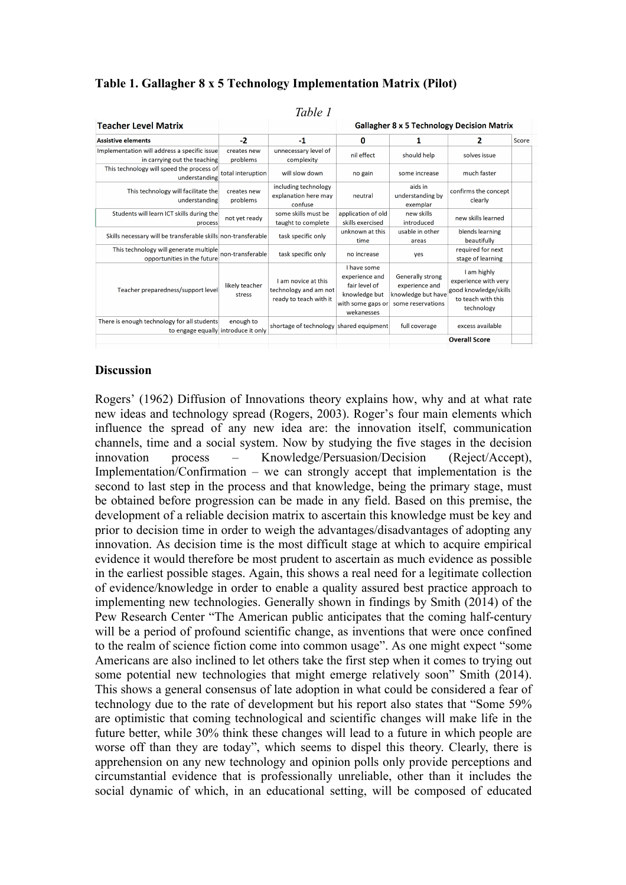**Table 1. Gallagher 8 x 5 Technology Implementation Matrix (Pilot)**

*Table 1*

| Teacher Level Matrix | | | Gallagher 8 x 5 Technology Decision Matrix | | | |
|---|---|---|---|---|---|---|
| **Assistive elements** | **-2** | **-1** | **0** | **1** | **2** | Score |
| Implementation will address a specific issue in carrying out the teaching | creates new problems | unnecessary level of complexity | nil effect | should help | solves issue | |
| This technology will speed the process of understanding | total interuption | will slow down | no gain | some increase | much faster | |
| This technology will facilitate the understanding | creates new problems | including technology explanation here may confuse | neutral | aids in understanding by exemplar | confirms the concept clearly | |
| Students will learn ICT skills during the process | not yet ready | some skills must be taught to complete | application of old skills exercised | new skills introduced | new skills learned | |
| Skills necessary will be transferable skills | non-transferable | task specific only | unknown at this time | usable in other areas | blends learning beautifully | |
| This technology will generate multiple opportunities in the future | non-transferable | task specific only | no increase | yes | required for next stage of learning | |
| Teacher preparedness/support level | likely teacher stress | I am novice at this technology and am not ready to teach with it | I have some experience and fair level of knowledge but with some gaps or wekanesses | Generally strong experience and knowledge but have some reservations | I am highly experience with very good knowledge/skills to teach with this technology | |
| There is enough technology for all students to engage equally | enough to introduce it only | shortage of technology | shared equipment | full coverage | excess available | |
| | | | | | **Overall Score** | |

## Discussion

Rogers' (1962) Diffusion of Innovations theory explains how, why and at what rate new ideas and technology spread (Rogers, 2003). Roger's four main elements which influence the spread of any new idea are: the innovation itself, communication channels, time and a social system. Now by studying the five stages in the decision innovation process – Knowledge/Persuasion/Decision (Reject/Accept), Implementation/Confirmation – we can strongly accept that implementation is the second to last step in the process and that knowledge, being the primary stage, must be obtained before progression can be made in any field. Based on this premise, the development of a reliable decision matrix to ascertain this knowledge must be key and prior to decision time in order to weigh the advantages/disadvantages of adopting any innovation. As decision time is the most difficult stage at which to acquire empirical evidence it would therefore be most prudent to ascertain as much evidence as possible in the earliest possible stages. Again, this shows a real need for a legitimate collection of evidence/knowledge in order to enable a quality assured best practice approach to implementing new technologies. Generally shown in findings by Smith (2014) of the Pew Research Center "The American public anticipates that the coming half-century will be a period of profound scientific change, as inventions that were once confined to the realm of science fiction come into common usage". As one might expect "some Americans are also inclined to let others take the first step when it comes to trying out some potential new technologies that might emerge relatively soon" Smith (2014). This shows a general consensus of late adoption in what could be considered a fear of technology due to the rate of development but his report also states that "Some 59% are optimistic that coming technological and scientific changes will make life in the future better, while 30% think these changes will lead to a future in which people are worse off than they are today", which seems to dispel this theory. Clearly, there is apprehension on any new technology and opinion polls only provide perceptions and circumstantial evidence that is professionally unreliable, other than it includes the social dynamic of which, in an educational setting, will be composed of educated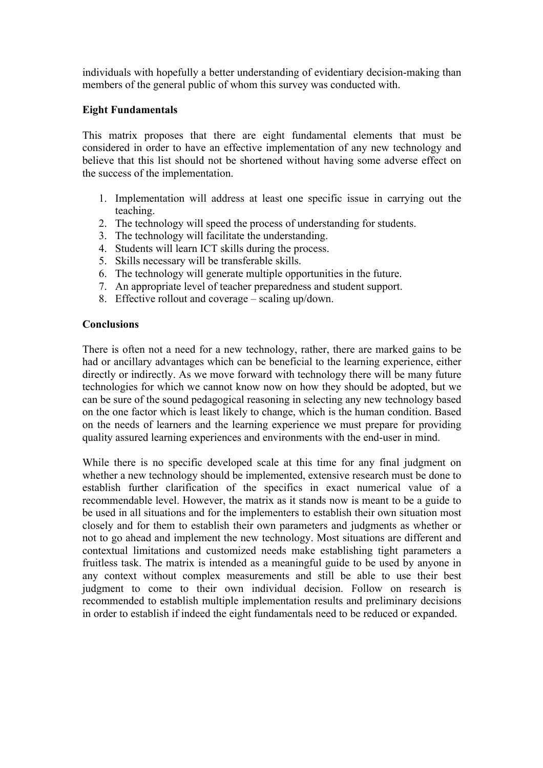individuals with hopefully a better understanding of evidentiary decision-making than members of the general public of whom this survey was conducted with.

**Eight Fundamentals**

This matrix proposes that there are eight fundamental elements that must be considered in order to have an effective implementation of any new technology and believe that this list should not be shortened without having some adverse effect on the success of the implementation.

1. Implementation will address at least one specific issue in carrying out the teaching.
2. The technology will speed the process of understanding for students.
3. The technology will facilitate the understanding.
4. Students will learn ICT skills during the process.
5. Skills necessary will be transferable skills.
6. The technology will generate multiple opportunities in the future.
7. An appropriate level of teacher preparedness and student support.
8. Effective rollout and coverage – scaling up/down.

**Conclusions**

There is often not a need for a new technology, rather, there are marked gains to be had or ancillary advantages which can be beneficial to the learning experience, either directly or indirectly. As we move forward with technology there will be many future technologies for which we cannot know now on how they should be adopted, but we can be sure of the sound pedagogical reasoning in selecting any new technology based on the one factor which is least likely to change, which is the human condition. Based on the needs of learners and the learning experience we must prepare for providing quality assured learning experiences and environments with the end-user in mind.

While there is no specific developed scale at this time for any final judgment on whether a new technology should be implemented, extensive research must be done to establish further clarification of the specifics in exact numerical value of a recommendable level. However, the matrix as it stands now is meant to be a guide to be used in all situations and for the implementers to establish their own situation most closely and for them to establish their own parameters and judgments as whether or not to go ahead and implement the new technology. Most situations are different and contextual limitations and customized needs make establishing tight parameters a fruitless task. The matrix is intended as a meaningful guide to be used by anyone in any context without complex measurements and still be able to use their best judgment to come to their own individual decision. Follow on research is recommended to establish multiple implementation results and preliminary decisions in order to establish if indeed the eight fundamentals need to be reduced or expanded.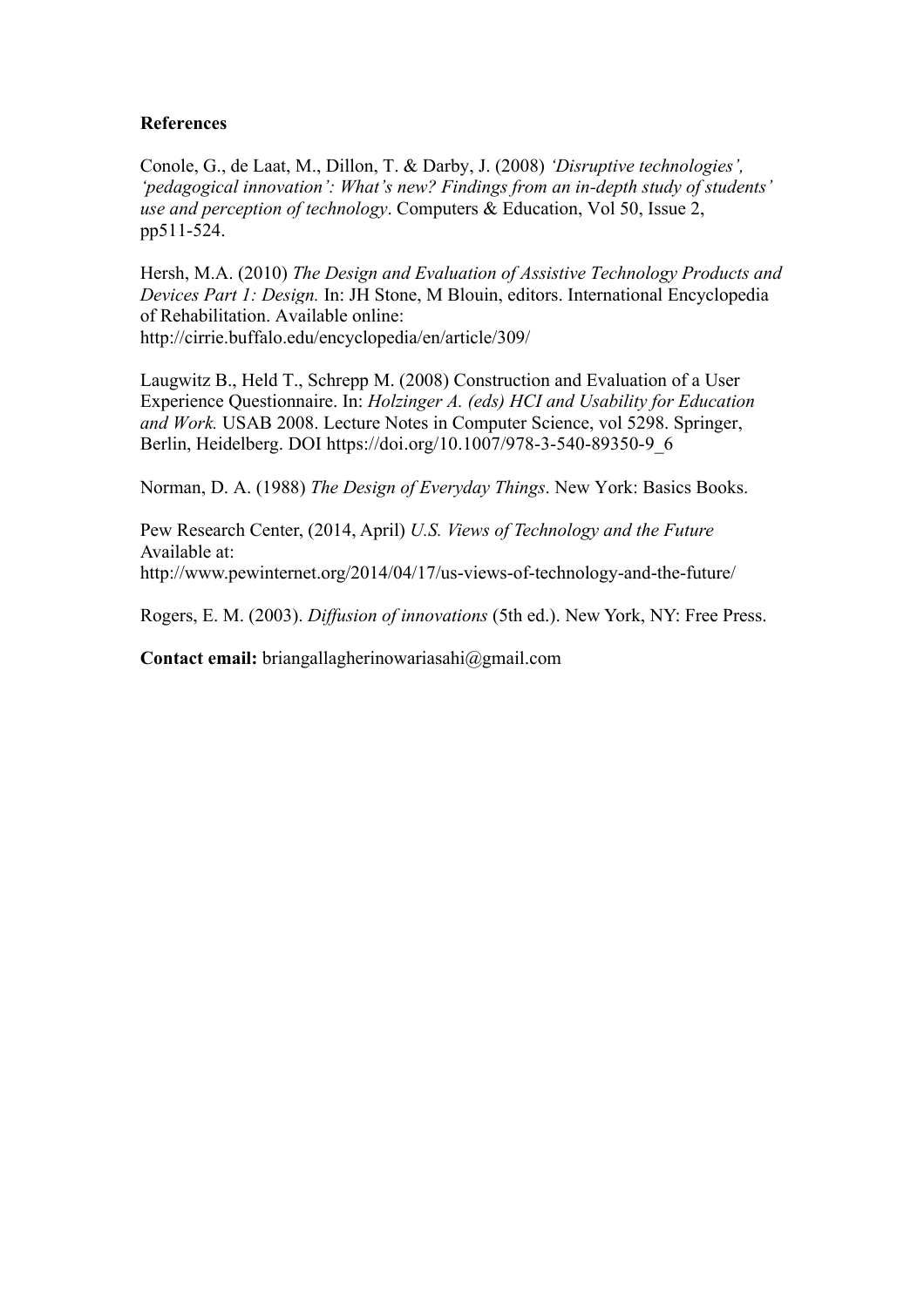**References**

Conole, G., de Laat, M., Dillon, T. & Darby, J. (2008) *'Disruptive technologies', 'pedagogical innovation': What's new? Findings from an in-depth study of students' use and perception of technology*. Computers & Education, Vol 50, Issue 2, pp511-524.

Hersh, M.A. (2010) *The Design and Evaluation of Assistive Technology Products and Devices Part 1: Design.* In: JH Stone, M Blouin, editors. International Encyclopedia of Rehabilitation. Available online: http://cirrie.buffalo.edu/encyclopedia/en/article/309/

Laugwitz B., Held T., Schrepp M. (2008) Construction and Evaluation of a User Experience Questionnaire. In: *Holzinger A. (eds) HCI and Usability for Education and Work.* USAB 2008. Lecture Notes in Computer Science, vol 5298. Springer, Berlin, Heidelberg. DOI https://doi.org/10.1007/978-3-540-89350-9_6

Norman, D. A. (1988) *The Design of Everyday Things*. New York: Basics Books.

Pew Research Center, (2014, April) *U.S. Views of Technology and the Future* Available at: http://www.pewinternet.org/2014/04/17/us-views-of-technology-and-the-future/

Rogers, E. M. (2003). *Diffusion of innovations* (5th ed.). New York, NY: Free Press.

**Contact email:** briangallagherinowariasahi@gmail.com